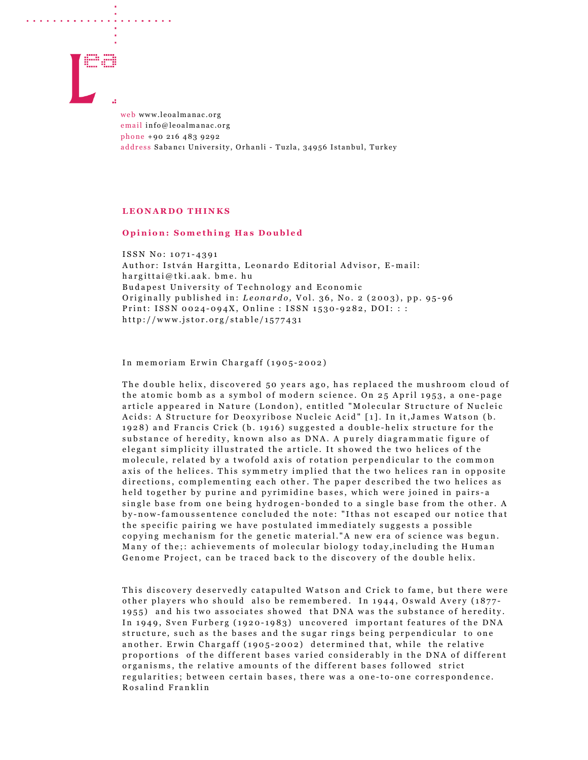web www.leoalmanac.org
email info@leoalmanac.org
phone +90 216 483 9292
address Sabancı University, Orhanli - Tuzla, 34956 Istanbul, Turkey

## LEONARDO THINKS

### Opinion: Something Has Doubled

ISSN No: 1071-4391
Author: István Hargitta, Leonardo Editorial Advisor, E-mail: hargittai@tki.aak. bme. hu
Budapest University of Technology and Economic
Originally published in: *Leonardo,* Vol. 36, No. 2 (2003), pp. 95-96
Print: ISSN 0024-094X, Online : ISSN 1530-9282, DOI: : : http://www.jstor.org/stable/1577431

In memoriam Erwin Chargaff (1905-2002)

The double helix, discovered 50 years ago, has replaced the mushroom cloud of the atomic bomb as a symbol of modern science. On 25 April 1953, a one-page article appeared in Nature (London), entitled "Molecular Structure of Nucleic Acids: A Structure for Deoxyribose Nucleic Acid" [1]. In it,James Watson (b. 1928) and Francis Crick (b. 1916) suggested a double-helix structure for the substance of heredity, known also as DNA. A purely diagrammatic figure of elegant simplicity illustrated the article. It showed the two helices of the molecule, related by a twofold axis of rotation perpendicular to the common axis of the helices. This symmetry implied that the two helices ran in opposite directions, complementing each other. The paper described the two helices as held together by purine and pyrimidine bases, which were joined in pairs-a single base from one being hydrogen-bonded to a single base from the other. A by-now-famoussentence concluded the note: "Ithas not escaped our notice that the specific pairing we have postulated immediately suggests a possible copying mechanism for the genetic material."A new era of science was begun. Many of the;: achievements of molecular biology today,including the Human Genome Project, can be traced back to the discovery of the double helix.

This discovery deservedly catapulted Watson and Crick to fame, but there were other players who should also be remembered. In 1944, Oswald Avery (1877-1955) and his two associates showed that DNA was the substance of heredity. In 1949, Sven Furberg (1920-1983) uncovered important features of the DNA structure, such as the bases and the sugar rings being perpendicular to one another. Erwin Chargaff (1905-2002) determined that, while the relative proportions of the different bases varied considerably in the DNA of different organisms, the relative amounts of the different bases followed strict regularities; between certain bases, there was a one-to-one correspondence. Rosalind Franklin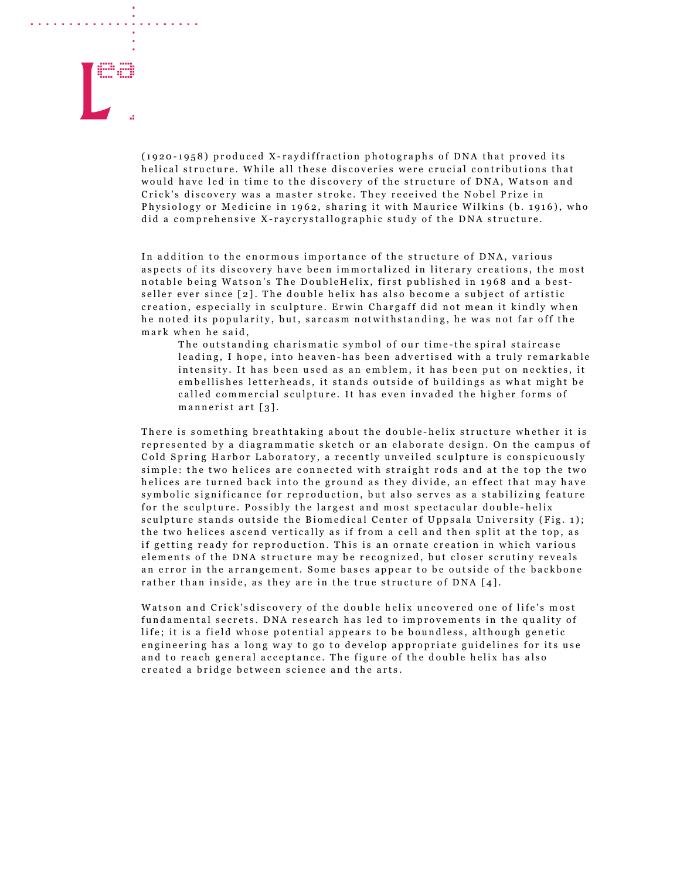(1920-1958) produced X-raydiffraction photographs of DNA that proved its helical structure. While all these discoveries were crucial contributions that would have led in time to the discovery of the structure of DNA, Watson and Crick's discovery was a master stroke. They received the Nobel Prize in Physiology or Medicine in 1962, sharing it with Maurice Wilkins (b. 1916), who did a comprehensive X-raycrystallographic study of the DNA structure.

In addition to the enormous importance of the structure of DNA, various aspects of its discovery have been immortalized in literary creations, the most notable being Watson's The DoubleHelix, first published in 1968 and a best-seller ever since [2]. The double helix has also become a subject of artistic creation, especially in sculpture. Erwin Chargaff did not mean it kindly when he noted its popularity, but, sarcasm notwithstanding, he was not far off the mark when he said,

> The outstanding charismatic symbol of our time-the spiral staircase leading, I hope, into heaven-has been advertised with a truly remarkable intensity. It has been used as an emblem, it has been put on neckties, it embellishes letterheads, it stands outside of buildings as what might be called commercial sculpture. It has even invaded the higher forms of mannerist art [3].

There is something breathtaking about the double-helix structure whether it is represented by a diagrammatic sketch or an elaborate design. On the campus of Cold Spring Harbor Laboratory, a recently unveiled sculpture is conspicuously simple: the two helices are connected with straight rods and at the top the two helices are turned back into the ground as they divide, an effect that may have symbolic significance for reproduction, but also serves as a stabilizing feature for the sculpture. Possibly the largest and most spectacular double-helix sculpture stands outside the Biomedical Center of Uppsala University (Fig. 1); the two helices ascend vertically as if from a cell and then split at the top, as if getting ready for reproduction. This is an ornate creation in which various elements of the DNA structure may be recognized, but closer scrutiny reveals an error in the arrangement. Some bases appear to be outside of the backbone rather than inside, as they are in the true structure of DNA [4].

Watson and Crick'sdiscovery of the double helix uncovered one of life's most fundamental secrets. DNA research has led to improvements in the quality of life; it is a field whose potential appears to be boundless, although genetic engineering has a long way to go to develop appropriate guidelines for its use and to reach general acceptance. The figure of the double helix has also created a bridge between science and the arts.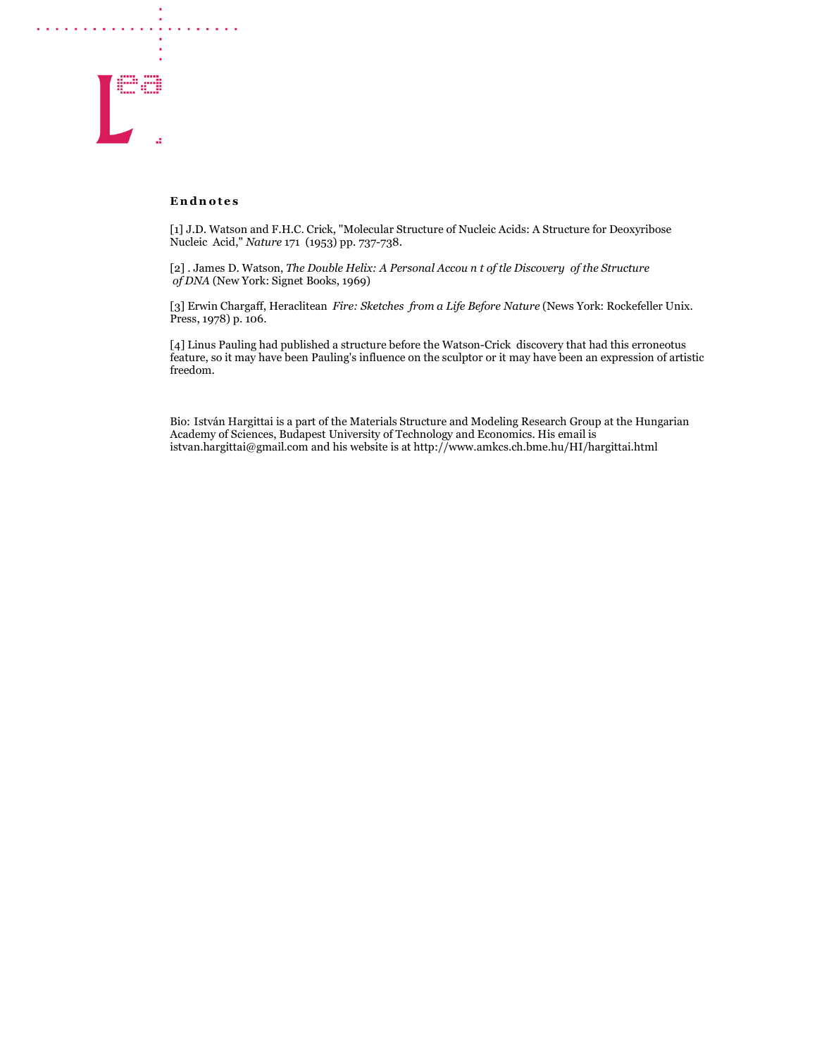**Endnotes**

[1] J.D. Watson and F.H.C. Crick, "Molecular Structure of Nucleic Acids: A Structure for Deoxyribose Nucleic Acid," *Nature* 171 (1953) pp. 737-738.

[2] . James D. Watson, *The Double Helix: A Personal Accou n t of tle Discovery of the Structure of DNA* (New York: Signet Books, 1969)

[3] Erwin Chargaff, Heraclitean *Fire: Sketches from a Life Before Nature* (News York: Rockefeller Unix. Press, 1978) p. 106.

[4] Linus Pauling had published a structure before the Watson-Crick discovery that had this erroneotus feature, so it may have been Pauling's influence on the sculptor or it may have been an expression of artistic freedom.

Bio: István Hargittai is a part of the Materials Structure and Modeling Research Group at the Hungarian Academy of Sciences, Budapest University of Technology and Economics. His email is istvan.hargittai@gmail.com and his website is at http://www.amkcs.ch.bme.hu/HI/hargittai.html